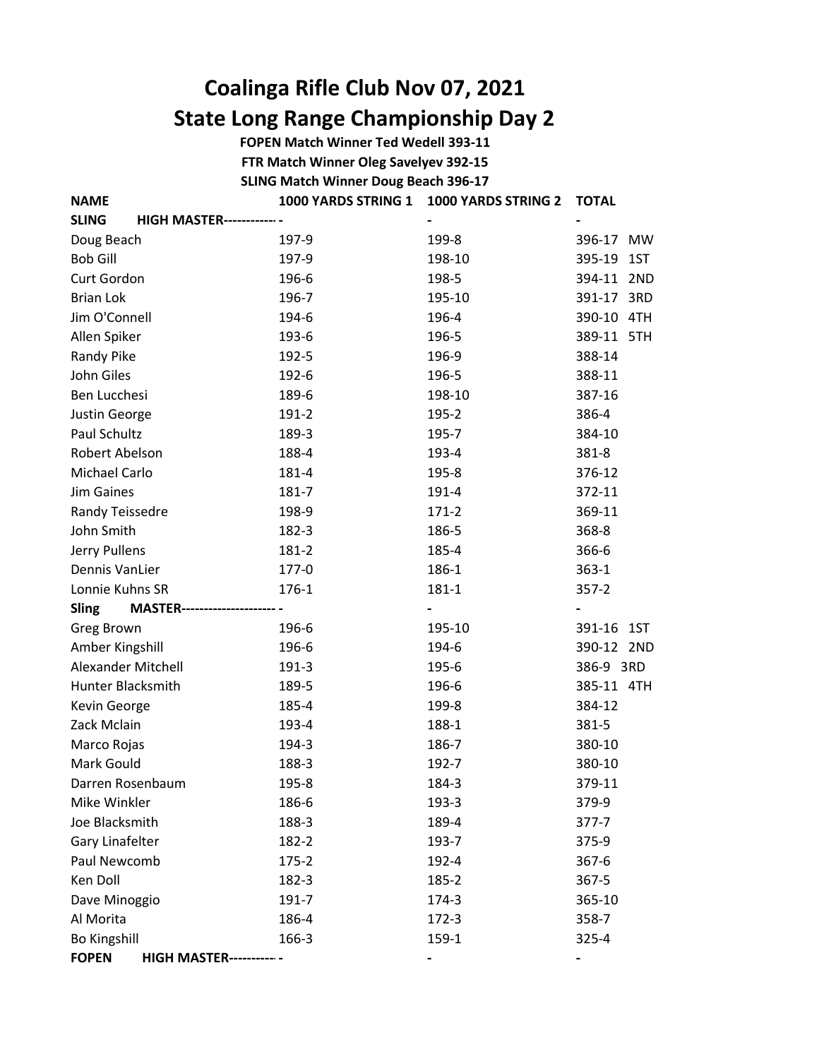# Coalinga Rifle Club Nov 07, 2021

# State Long Range Championship Day 2

**FOPEN Match Winner Ted Wedell 393-11**

**FTR Match Winner Oleg Savelyev 392-15**

**SLING Match Winner Doug Beach 396-17**

| NAME | 1000 YARDS STRING 1 | 1000 YARDS STRING 2 | TOTAL | |
|---|---|---|---|---|
| **SLING HIGH MASTER-----------** | - | - | - | |
| Doug Beach | 197-9 | 199-8 | 396-17 | MW |
| Bob Gill | 197-9 | 198-10 | 395-19 | 1ST |
| Curt Gordon | 196-6 | 198-5 | 394-11 | 2ND |
| Brian Lok | 196-7 | 195-10 | 391-17 | 3RD |
| Jim O'Connell | 194-6 | 196-4 | 390-10 | 4TH |
| Allen Spiker | 193-6 | 196-5 | 389-11 | 5TH |
| Randy Pike | 192-5 | 196-9 | 388-14 | |
| John Giles | 192-6 | 196-5 | 388-11 | |
| Ben Lucchesi | 189-6 | 198-10 | 387-16 | |
| Justin George | 191-2 | 195-2 | 386-4 | |
| Paul Schultz | 189-3 | 195-7 | 384-10 | |
| Robert Abelson | 188-4 | 193-4 | 381-8 | |
| Michael Carlo | 181-4 | 195-8 | 376-12 | |
| Jim Gaines | 181-7 | 191-4 | 372-11 | |
| Randy Teissedre | 198-9 | 171-2 | 369-11 | |
| John Smith | 182-3 | 186-5 | 368-8 | |
| Jerry Pullens | 181-2 | 185-4 | 366-6 | |
| Dennis VanLier | 177-0 | 186-1 | 363-1 | |
| Lonnie Kuhns SR | 176-1 | 181-1 | 357-2 | |
| **Sling MASTER---------------------** | - | - | - | |
| Greg Brown | 196-6 | 195-10 | 391-16 | 1ST |
| Amber Kingshill | 196-6 | 194-6 | 390-12 | 2ND |
| Alexander Mitchell | 191-3 | 195-6 | 386-9 | 3RD |
| Hunter Blacksmith | 189-5 | 196-6 | 385-11 | 4TH |
| Kevin George | 185-4 | 199-8 | 384-12 | |
| Zack Mclain | 193-4 | 188-1 | 381-5 | |
| Marco Rojas | 194-3 | 186-7 | 380-10 | |
| Mark Gould | 188-3 | 192-7 | 380-10 | |
| Darren Rosenbaum | 195-8 | 184-3 | 379-11 | |
| Mike Winkler | 186-6 | 193-3 | 379-9 | |
| Joe Blacksmith | 188-3 | 189-4 | 377-7 | |
| Gary Linafelter | 182-2 | 193-7 | 375-9 | |
| Paul Newcomb | 175-2 | 192-4 | 367-6 | |
| Ken Doll | 182-3 | 185-2 | 367-5 | |
| Dave Minoggio | 191-7 | 174-3 | 365-10 | |
| Al Morita | 186-4 | 172-3 | 358-7 | |
| Bo Kingshill | 166-3 | 159-1 | 325-4 | |
| **FOPEN HIGH MASTER----------** | - | - | - | |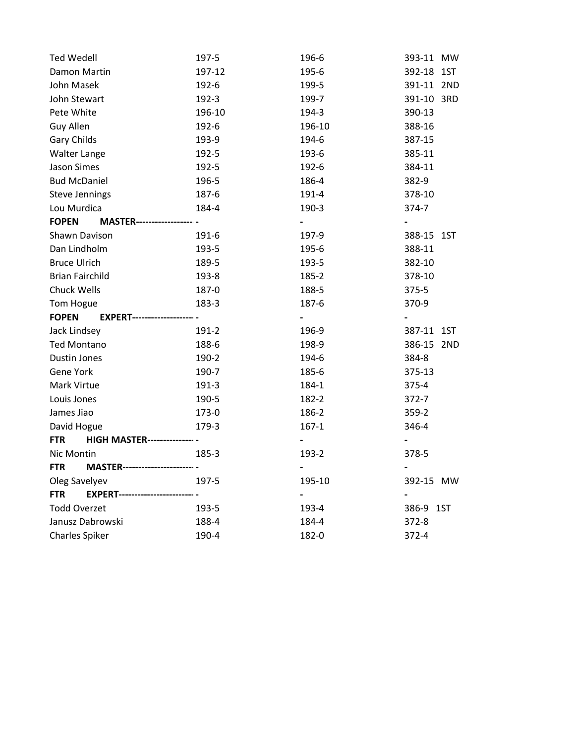| | | | |
|---|---|---|---|
| Ted Wedell | 197-5 | 196-6 | 393-11 MW |
| Damon Martin | 197-12 | 195-6 | 392-18 1ST |
| John Masek | 192-6 | 199-5 | 391-11 2ND |
| John Stewart | 192-3 | 199-7 | 391-10 3RD |
| Pete White | 196-10 | 194-3 | 390-13 |
| Guy Allen | 192-6 | 196-10 | 388-16 |
| Gary Childs | 193-9 | 194-6 | 387-15 |
| Walter Lange | 192-5 | 193-6 | 385-11 |
| Jason Simes | 192-5 | 192-6 | 384-11 |
| Bud McDaniel | 196-5 | 186-4 | 382-9 |
| Steve Jennings | 187-6 | 191-4 | 378-10 |
| Lou Murdica | 184-4 | 190-3 | 374-7 |
| **FOPEN MASTER-------------------** | - | - | - |
| Shawn Davison | 191-6 | 197-9 | 388-15 1ST |
| Dan Lindholm | 193-5 | 195-6 | 388-11 |
| Bruce Ulrich | 189-5 | 193-5 | 382-10 |
| Brian Fairchild | 193-8 | 185-2 | 378-10 |
| Chuck Wells | 187-0 | 188-5 | 375-5 |
| Tom Hogue | 183-3 | 187-6 | 370-9 |
| **FOPEN EXPERT--------------------** | - | - | - |
| Jack Lindsey | 191-2 | 196-9 | 387-11 1ST |
| Ted Montano | 188-6 | 198-9 | 386-15 2ND |
| Dustin Jones | 190-2 | 194-6 | 384-8 |
| Gene York | 190-7 | 185-6 | 375-13 |
| Mark Virtue | 191-3 | 184-1 | 375-4 |
| Louis Jones | 190-5 | 182-2 | 372-7 |
| James Jiao | 173-0 | 186-2 | 359-2 |
| David Hogue | 179-3 | 167-1 | 346-4 |
| **FTR HIGH MASTER---------------** | - | - | - |
| Nic Montin | 185-3 | 193-2 | 378-5 |
| **FTR MASTER-----------------------** | - | - | - |
| Oleg Savelyev | 197-5 | 195-10 | 392-15 MW |
| **FTR EXPERT------------------------** | - | - | - |
| Todd Overzet | 193-5 | 193-4 | 386-9 1ST |
| Janusz Dabrowski | 188-4 | 184-4 | 372-8 |
| Charles Spiker | 190-4 | 182-0 | 372-4 |